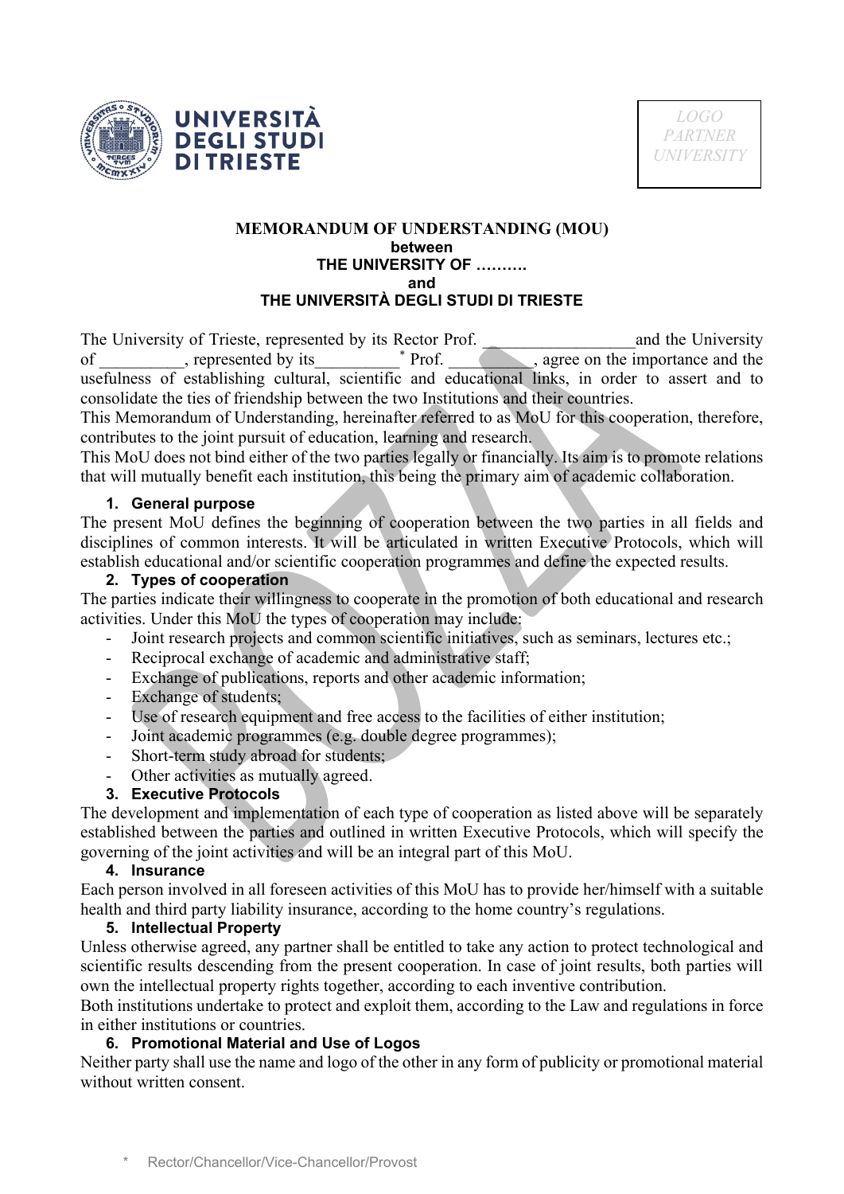UNIVERSITÀ DEGLI STUDI DI TRIESTE

LOGO PARTNER UNIVERSITY

**MEMORANDUM OF UNDERSTANDING (MOU)**
**between**
**THE UNIVERSITY OF ……….**
**and**
**THE UNIVERSITÀ DEGLI STUDI DI TRIESTE**

The University of Trieste, represented by its Rector Prof. __________________and the University of __________, represented by its__________ * Prof. __________, agree on the importance and the usefulness of establishing cultural, scientific and educational links, in order to assert and to consolidate the ties of friendship between the two Institutions and their countries.

This Memorandum of Understanding, hereinafter referred to as MoU for this cooperation, therefore, contributes to the joint pursuit of education, learning and research.

This MoU does not bind either of the two parties legally or financially. Its aim is to promote relations that will mutually benefit each institution, this being the primary aim of academic collaboration.

**1. General purpose**

The present MoU defines the beginning of cooperation between the two parties in all fields and disciplines of common interests. It will be articulated in written Executive Protocols, which will establish educational and/or scientific cooperation programmes and define the expected results.

**2. Types of cooperation**

The parties indicate their willingness to cooperate in the promotion of both educational and research activities. Under this MoU the types of cooperation may include:

- Joint research projects and common scientific initiatives, such as seminars, lectures etc.;
- Reciprocal exchange of academic and administrative staff;
- Exchange of publications, reports and other academic information;
- Exchange of students;
- Use of research equipment and free access to the facilities of either institution;
- Joint academic programmes (e.g. double degree programmes);
- Short-term study abroad for students;
- Other activities as mutually agreed.

**3. Executive Protocols**

The development and implementation of each type of cooperation as listed above will be separately established between the parties and outlined in written Executive Protocols, which will specify the governing of the joint activities and will be an integral part of this MoU.

**4. Insurance**

Each person involved in all foreseen activities of this MoU has to provide her/himself with a suitable health and third party liability insurance, according to the home country's regulations.

**5. Intellectual Property**

Unless otherwise agreed, any partner shall be entitled to take any action to protect technological and scientific results descending from the present cooperation. In case of joint results, both parties will own the intellectual property rights together, according to each inventive contribution.

Both institutions undertake to protect and exploit them, according to the Law and regulations in force in either institutions or countries.

**6. Promotional Material and Use of Logos**

Neither party shall use the name and logo of the other in any form of publicity or promotional material without written consent.

\* Rector/Chancellor/Vice-Chancellor/Provost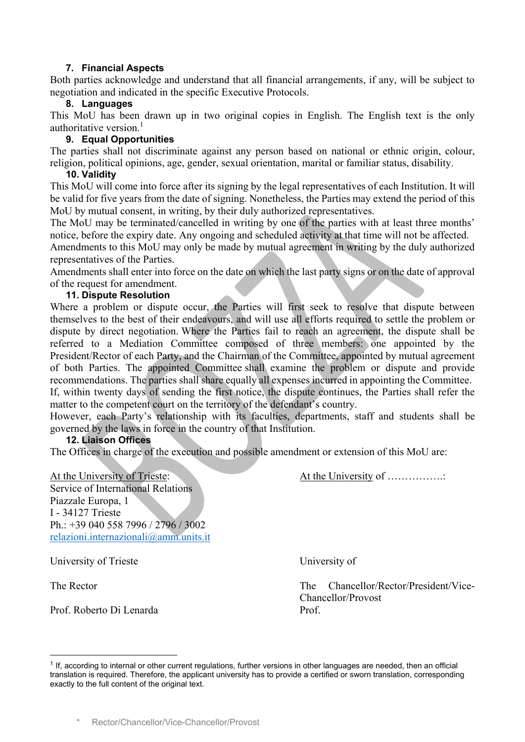### 7. Financial Aspects

Both parties acknowledge and understand that all financial arrangements, if any, will be subject to negotiation and indicated in the specific Executive Protocols.

### 8. Languages

This MoU has been drawn up in two original copies in English. The English text is the only authoritative version.[1]

### 9. Equal Opportunities

The parties shall not discriminate against any person based on national or ethnic origin, colour, religion, political opinions, age, gender, sexual orientation, marital or familiar status, disability.

### 10. Validity

This MoU will come into force after its signing by the legal representatives of each Institution. It will be valid for five years from the date of signing. Nonetheless, the Parties may extend the period of this MoU by mutual consent, in writing, by their duly authorized representatives.

The MoU may be terminated/cancelled in writing by one of the parties with at least three months' notice, before the expiry date. Any ongoing and scheduled activity at that time will not be affected.

Amendments to this MoU may only be made by mutual agreement in writing by the duly authorized representatives of the Parties.

Amendments shall enter into force on the date on which the last party signs or on the date of approval of the request for amendment.

### 11. Dispute Resolution

Where a problem or dispute occur, the Parties will first seek to resolve that dispute between themselves to the best of their endeavours, and will use all efforts required to settle the problem or dispute by direct negotiation. Where the Parties fail to reach an agreement, the dispute shall be referred to a Mediation Committee composed of three members: one appointed by the President/Rector of each Party, and the Chairman of the Committee, appointed by mutual agreement of both Parties. The appointed Committee shall examine the problem or dispute and provide recommendations. The parties shall share equally all expenses incurred in appointing the Committee.

If, within twenty days of sending the first notice, the dispute continues, the Parties shall refer the matter to the competent court on the territory of the defendant's country.

However, each Party's relationship with its faculties, departments, staff and students shall be governed by the laws in force in the country of that Institution.

### 12. Liaison Offices

The Offices in charge of the execution and possible amendment or extension of this MoU are:

At the University of Trieste:
Service of International Relations
Piazzale Europa, 1
I - 34127 Trieste
Ph.: +39 040 558 7996 / 2796 / 3002
relazioni.internazionali@amm.units.it

At the University of …………….:

University of Trieste

The Rector

Prof. Roberto Di Lenarda

University of

The Chancellor/Rector/President/Vice-Chancellor/Provost

Prof.

---

[1] If, according to internal or other current regulations, further versions in other languages are needed, then an official translation is required. Therefore, the applicant university has to provide a certified or sworn translation, corresponding exactly to the full content of the original text.

\* Rector/Chancellor/Vice-Chancellor/Provost